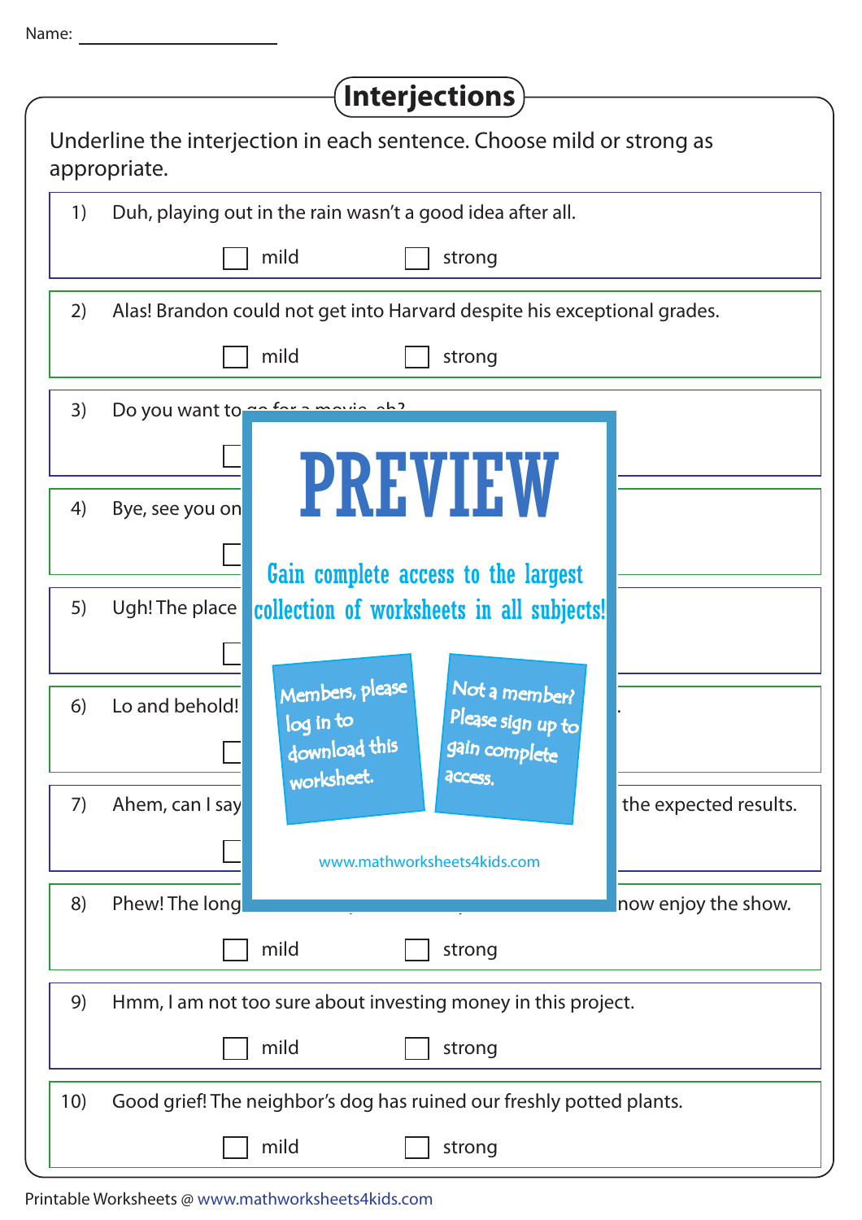Name: ____________________

# Interjections

Underline the interjection in each sentence. Choose mild or strong as appropriate.

1) Duh, playing out in the rain wasn't a good idea after all.

☐ mild ☐ strong

2) Alas! Brandon could not get into Harvard despite his exceptional grades.

☐ mild ☐ strong

3) Do you want to go for a movie, eh?

☐

4) Bye, see you on

☐

5) Ugh! The place

☐

6) Lo and behold! .

☐

7) Ahem, can I say the expected results.

☐

8) Phew! The long now enjoy the show.

☐ mild ☐ strong

9) Hmm, I am not too sure about investing money in this project.

☐ mild ☐ strong

10) Good grief! The neighbor's dog has ruined our freshly potted plants.

☐ mild ☐ strong

PREVIEW

Gain complete access to the largest collection of worksheets in all subjects!

Members, please log in to download this worksheet.

Not a member? Please sign up to gain complete access.

www.mathworksheets4kids.com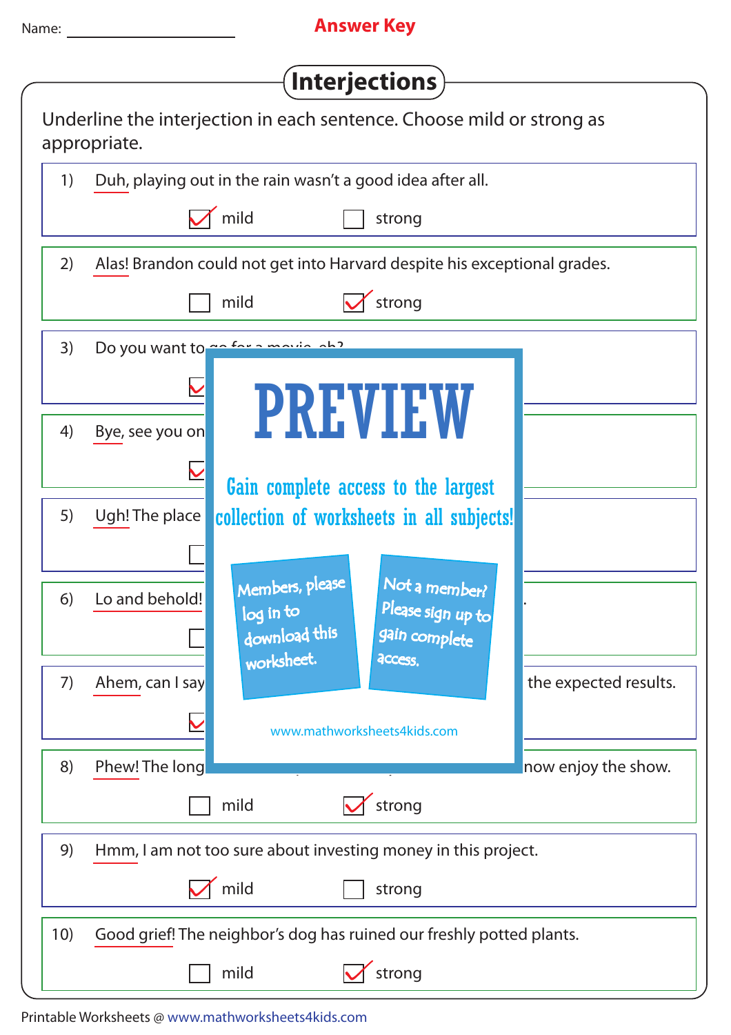Name: ____________________

**Answer Key**

# Interjections

Underline the interjection in each sentence. Choose mild or strong as appropriate.

1) Duh, playing out in the rain wasn't a good idea after all.

   ☑ mild ☐ strong

2) Alas! Brandon could not get into Harvard despite his exceptional grades.

   ☐ mild ☑ strong

3) Do you want to go for a movie, eh?

   ☑

4) Bye, see you on

   ☑

5) Ugh! The place

   ☐

6) Lo and behold!

   ☐

7) Ahem, can I say ... the expected results.

   ☑

8) Phew! The long ... now enjoy the show.

   ☐ mild ☑ strong

9) Hmm, I am not too sure about investing money in this project.

   ☑ mild ☐ strong

10) Good grief! The neighbor's dog has ruined our freshly potted plants.

   ☐ mild ☑ strong

PREVIEW

Gain complete access to the largest collection of worksheets in all subjects!

Members, please log in to download this worksheet.

Not a member? Please sign up to gain complete access.

www.mathworksheets4kids.com

Printable Worksheets @ www.mathworksheets4kids.com